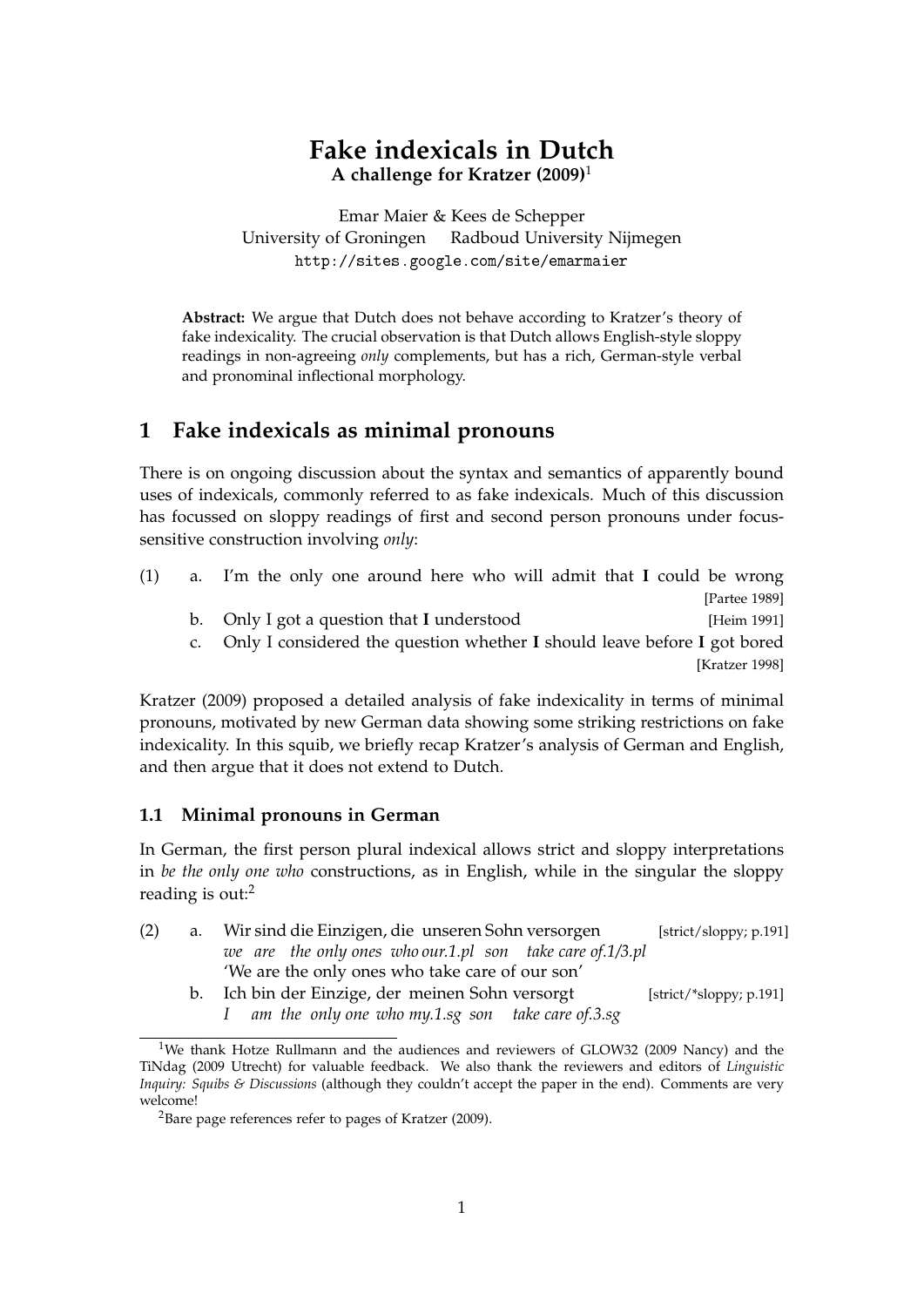# Fake indexicals in Dutch

**A challenge for Kratzer (2009)**[1]

Emar Maier & Kees de Schepper
University of Groningen   Radboud University Nijmegen
http://sites.google.com/site/emarmaier

**Abstract:** We argue that Dutch does not behave according to Kratzer's theory of fake indexicality. The crucial observation is that Dutch allows English-style sloppy readings in non-agreeing *only* complements, but has a rich, German-style verbal and pronominal inflectional morphology.

## 1 Fake indexicals as minimal pronouns

There is on ongoing discussion about the syntax and semantics of apparently bound uses of indexicals, commonly referred to as fake indexicals. Much of this discussion has focussed on sloppy readings of first and second person pronouns under focus-sensitive construction involving *only*:

(1) a. I'm the only one around here who will admit that **I** could be wrong [Partee 1989]
  b. Only I got a question that **I** understood [Heim 1991]
  c. Only I considered the question whether **I** should leave before **I** got bored [Kratzer 1998]

Kratzer (2009) proposed a detailed analysis of fake indexicality in terms of minimal pronouns, motivated by new German data showing some striking restrictions on fake indexicality. In this squib, we briefly recap Kratzer's analysis of German and English, and then argue that it does not extend to Dutch.

### 1.1 Minimal pronouns in German

In German, the first person plural indexical allows strict and sloppy interpretations in *be the only one who* constructions, as in English, while in the singular the sloppy reading is out:[2]

(2) a. Wir sind die Einzigen, die unseren Sohn versorgen [strict/sloppy; p.191]
  *we are the only ones who our.1.pl son take care of.1/3.pl*
  'We are the only ones who take care of our son'
  b. Ich bin der Einzige, der meinen Sohn versorgt [strict/*sloppy; p.191]
  *I am the only one who my.1.sg son take care of.3.sg*

---

[1] We thank Hotze Rullmann and the audiences and reviewers of GLOW32 (2009 Nancy) and the TiNdag (2009 Utrecht) for valuable feedback. We also thank the reviewers and editors of *Linguistic Inquiry: Squibs & Discussions* (although they couldn't accept the paper in the end). Comments are very welcome!

[2] Bare page references refer to pages of Kratzer (2009).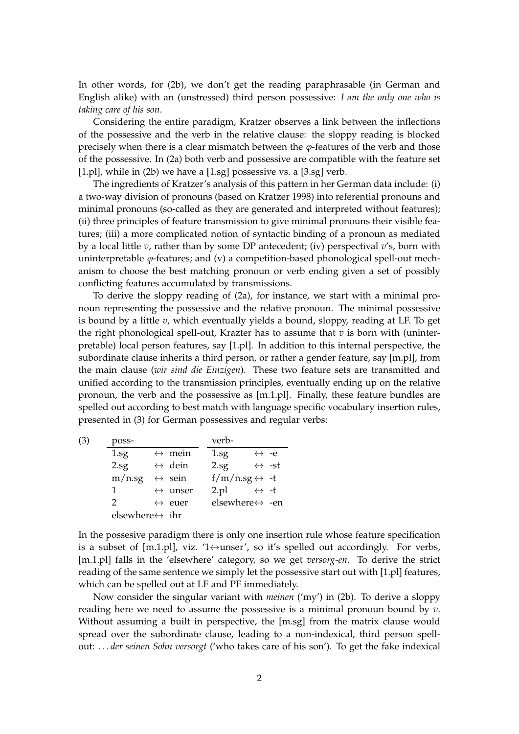In other words, for (2b), we don't get the reading paraphrasable (in German and English alike) with an (unstressed) third person possessive: *I am the only one who is taking care of his son*.

Considering the entire paradigm, Kratzer observes a link between the inflections of the possessive and the verb in the relative clause: the sloppy reading is blocked precisely when there is a clear mismatch between the $\varphi$-features of the verb and those of the possessive. In (2a) both verb and possessive are compatible with the feature set [1.pl], while in (2b) we have a [1.sg] possessive vs. a [3.sg] verb.

The ingredients of Kratzer's analysis of this pattern in her German data include: (i) a two-way division of pronouns (based on Kratzer 1998) into referential pronouns and minimal pronouns (so-called as they are generated and interpreted without features); (ii) three principles of feature transmission to give minimal pronouns their visible features; (iii) a more complicated notion of syntactic binding of a pronoun as mediated by a local little $v$, rather than by some DP antecedent; (iv) perspectival $v$'s, born with uninterpretable $\varphi$-features; and (v) a competition-based phonological spell-out mechanism to choose the best matching pronoun or verb ending given a set of possibly conflicting features accumulated by transmissions.

To derive the sloppy reading of (2a), for instance, we start with a minimal pronoun representing the possessive and the relative pronoun. The minimal possessive is bound by a little $v$, which eventually yields a bound, sloppy, reading at LF. To get the right phonological spell-out, Krazter has to assume that $v$ is born with (uninterpretable) local person features, say [1.pl]. In addition to this internal perspective, the subordinate clause inherits a third person, or rather a gender feature, say [m.pl], from the main clause (*wir sind die Einzigen*). These two feature sets are transmitted and unified according to the transmission principles, eventually ending up on the relative pronoun, the verb and the possessive as [m.1.pl]. Finally, these feature bundles are spelled out according to best match with language specific vocabulary insertion rules, presented in (3) for German possessives and regular verbs:

(3)

| poss- | | | verb- | | |
|---|---|---|---|---|---|
| 1.sg | ↔ | mein | 1.sg | ↔ | -e |
| 2.sg | ↔ | dein | 2.sg | ↔ | -st |
| m/n.sg | ↔ | sein | f/m/n.sg | ↔ | -t |
| 1 | ↔ | unser | 2.pl | ↔ | -t |
| 2 | ↔ | euer | elsewhere | ↔ | -en |
| elsewhere | ↔ | ihr | | | |

In the possesive paradigm there is only one insertion rule whose feature specification is a subset of [m.1.pl], viz. '1↔unser', so it's spelled out accordingly. For verbs, [m.1.pl] falls in the 'elsewhere' category, so we get *versorg-en*. To derive the strict reading of the same sentence we simply let the possessive start out with [1.pl] features, which can be spelled out at LF and PF immediately.

Now consider the singular variant with *meinen* ('my') in (2b). To derive a sloppy reading here we need to assume the possessive is a minimal pronoun bound by $v$. Without assuming a built in perspective, the [m.sg] from the matrix clause would spread over the subordinate clause, leading to a non-indexical, third person spell-out: ...*der seinen Sohn versorgt* ('who takes care of his son'). To get the fake indexical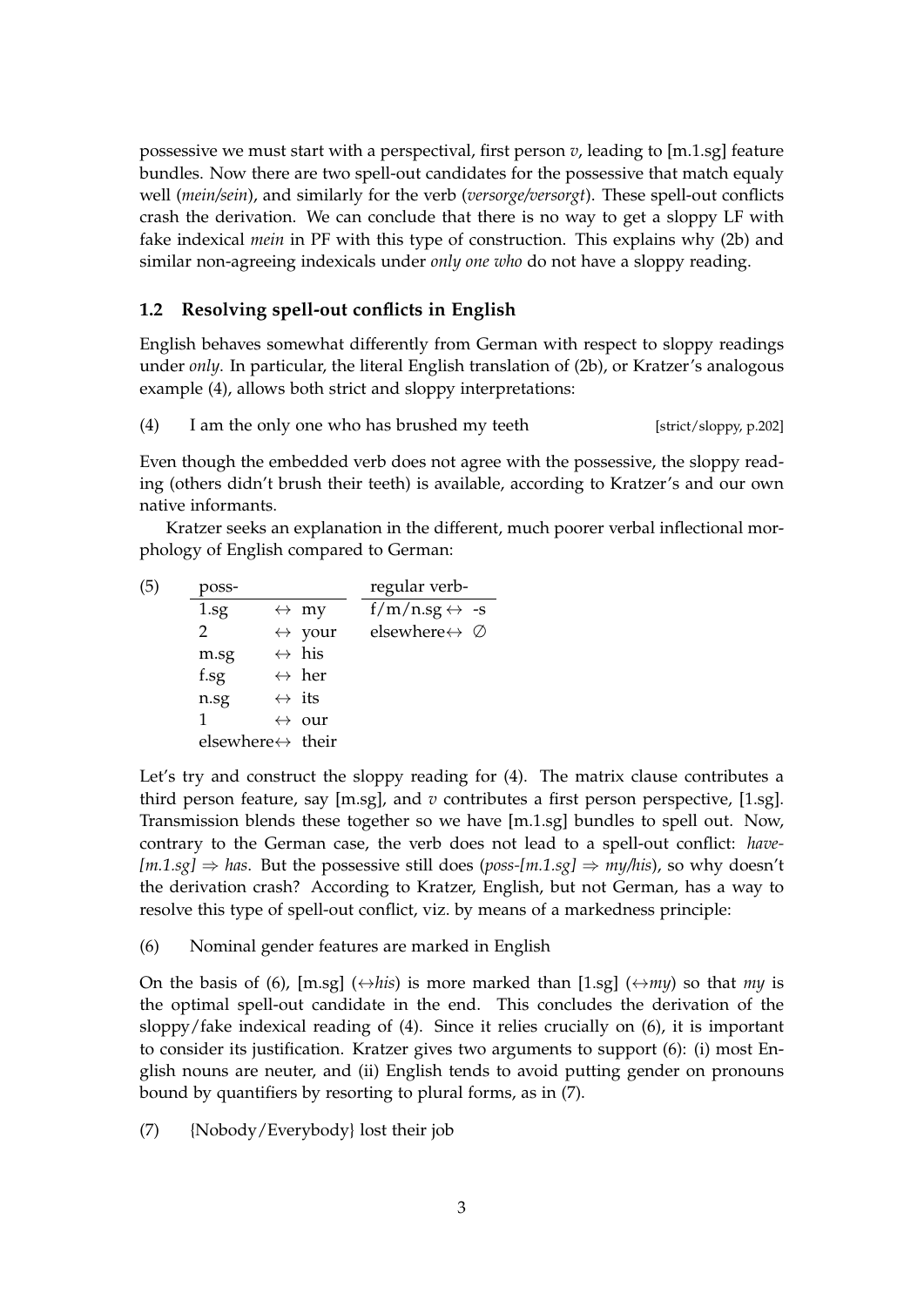possessive we must start with a perspectival, first person *v*, leading to [m.1.sg] feature bundles. Now there are two spell-out candidates for the possessive that match equaly well (*mein/sein*), and similarly for the verb (*versorge/versorgt*). These spell-out conflicts crash the derivation. We can conclude that there is no way to get a sloppy LF with fake indexical *mein* in PF with this type of construction. This explains why (2b) and similar non-agreeing indexicals under *only one who* do not have a sloppy reading.

### 1.2 Resolving spell-out conflicts in English

English behaves somewhat differently from German with respect to sloppy readings under *only*. In particular, the literal English translation of (2b), or Kratzer's analogous example (4), allows both strict and sloppy interpretations:

(4) I am the only one who has brushed my teeth [strict/sloppy, p.202]

Even though the embedded verb does not agree with the possessive, the sloppy reading (others didn't brush their teeth) is available, according to Kratzer's and our own native informants.

Kratzer seeks an explanation in the different, much poorer verbal inflectional morphology of English compared to German:

(5)

| poss- | | regular verb- | |
|---|---|---|---|
| 1.sg | ↔ my | f/m/n.sg | ↔ -s |
| 2 | ↔ your | elsewhere | ↔ ∅ |
| m.sg | ↔ his | | |
| f.sg | ↔ her | | |
| n.sg | ↔ its | | |
| 1 | ↔ our | | |
| elsewhere | ↔ their | | |

Let's try and construct the sloppy reading for (4). The matrix clause contributes a third person feature, say [m.sg], and *v* contributes a first person perspective, [1.sg]. Transmission blends these together so we have [m.1.sg] bundles to spell out. Now, contrary to the German case, the verb does not lead to a spell-out conflict: *have-[m.1.sg] ⇒ has*. But the possessive still does (*poss-[m.1.sg] ⇒ my/his*), so why doesn't the derivation crash? According to Kratzer, English, but not German, has a way to resolve this type of spell-out conflict, viz. by means of a markedness principle:

(6) Nominal gender features are marked in English

On the basis of (6), [m.sg] (↔*his*) is more marked than [1.sg] (↔*my*) so that *my* is the optimal spell-out candidate in the end. This concludes the derivation of the sloppy/fake indexical reading of (4). Since it relies crucially on (6), it is important to consider its justification. Kratzer gives two arguments to support (6): (i) most English nouns are neuter, and (ii) English tends to avoid putting gender on pronouns bound by quantifiers by resorting to plural forms, as in (7).

(7) {Nobody/Everybody} lost their job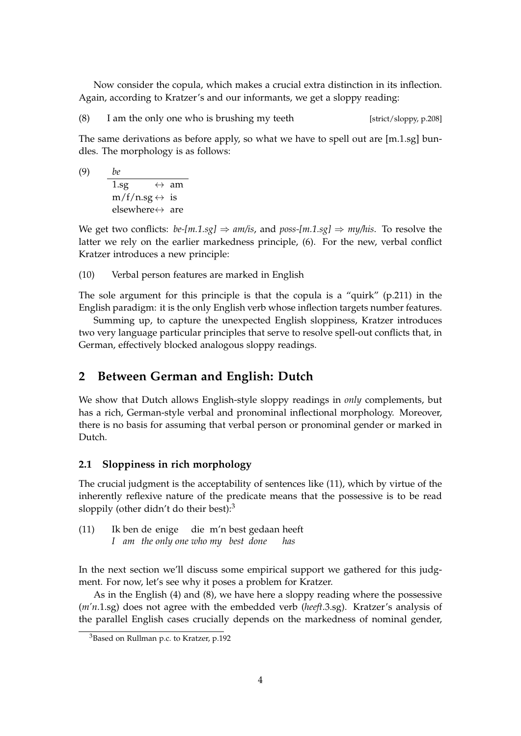Now consider the copula, which makes a crucial extra distinction in its inflection. Again, according to Kratzer's and our informants, we get a sloppy reading:

(8) I am the only one who is brushing my teeth [strict/sloppy, p.208]

The same derivations as before apply, so what we have to spell out are [m.1.sg] bundles. The morphology is as follows:

(9) *be*

| | | |
|---|---|---|
| 1.sg | ↔ | am |
| m/f/n.sg | ↔ | is |
| elsewhere | ↔ | are |

We get two conflicts: *be-[m.1.sg] ⇒ am/is*, and *poss-[m.1.sg] ⇒ my/his*. To resolve the latter we rely on the earlier markedness principle, (6). For the new, verbal conflict Kratzer introduces a new principle:

(10) Verbal person features are marked in English

The sole argument for this principle is that the copula is a "quirk" (p.211) in the English paradigm: it is the only English verb whose inflection targets number features.

Summing up, to capture the unexpected English sloppiness, Kratzer introduces two very language particular principles that serve to resolve spell-out conflicts that, in German, effectively blocked analogous sloppy readings.

## 2 Between German and English: Dutch

We show that Dutch allows English-style sloppy readings in *only* complements, but has a rich, German-style verbal and pronominal inflectional morphology. Moreover, there is no basis for assuming that verbal person or pronominal gender or marked in Dutch.

### 2.1 Sloppiness in rich morphology

The crucial judgment is the acceptability of sentences like (11), which by virtue of the inherently reflexive nature of the predicate means that the possessive is to be read sloppily (other didn't do their best):[3]

(11) Ik ben de enige die m'n best gedaan heeft
*I am the only one who my best done has*

In the next section we'll discuss some empirical support we gathered for this judgment. For now, let's see why it poses a problem for Kratzer.

As in the English (4) and (8), we have here a sloppy reading where the possessive (*m'n*.1.sg) does not agree with the embedded verb (*heeft*.3.sg). Kratzer's analysis of the parallel English cases crucially depends on the markedness of nominal gender,

[3] Based on Rullman p.c. to Kratzer, p.192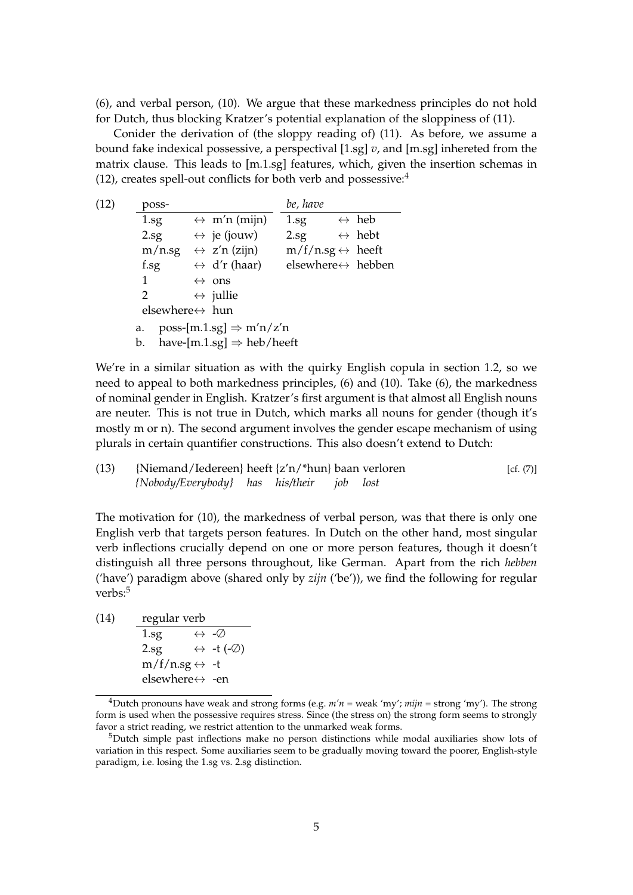(6), and verbal person, (10). We argue that these markedness principles do not hold for Dutch, thus blocking Kratzer's potential explanation of the sloppiness of (11).

Conider the derivation of (the sloppy reading of) (11). As before, we assume a bound fake indexical possessive, a perspectival [1.sg] *v*, and [m.sg] inhereted from the matrix clause. This leads to [m.1.sg] features, which, given the insertion schemas in (12), creates spell-out conflicts for both verb and possessive:[4]

(12)

| poss- | | *be, have* | |
|---|---|---|---|
| 1.sg | ↔ m'n (mijn) | 1.sg | ↔ heb |
| 2.sg | ↔ je (jouw) | 2.sg | ↔ hebt |
| m/n.sg | ↔ z'n (zijn) | m/f/n.sg | ↔ heeft |
| f.sg | ↔ d'r (haar) | elsewhere | ↔ hebben |
| 1 | ↔ ons | | |
| 2 | ↔ jullie | | |
| elsewhere | ↔ hun | | |

a. poss-[m.1.sg] ⇒ m'n/z'n

b. have-[m.1.sg] ⇒ heb/heeft

We're in a similar situation as with the quirky English copula in section 1.2, so we need to appeal to both markedness principles, (6) and (10). Take (6), the markedness of nominal gender in English. Kratzer's first argument is that almost all English nouns are neuter. This is not true in Dutch, which marks all nouns for gender (though it's mostly m or n). The second argument involves the gender escape mechanism of using plurals in certain quantifier constructions. This also doesn't extend to Dutch:

(13) {Niemand/Iedereen} heeft {z'n/*hun} baan verloren [cf. (7)]
*{Nobody/Everybody} has his/their job lost*

The motivation for (10), the markedness of verbal person, was that there is only one English verb that targets person features. In Dutch on the other hand, most singular verb inflections crucially depend on one or more person features, though it doesn't distinguish all three persons throughout, like German. Apart from the rich *hebben* ('have') paradigm above (shared only by *zijn* ('be')), we find the following for regular verbs:[5]

(14)

| regular verb | |
|---|---|
| 1.sg | ↔ -∅ |
| 2.sg | ↔ -t (-∅) |
| m/f/n.sg | ↔ -t |
| elsewhere | ↔ -en |

[4] Dutch pronouns have weak and strong forms (e.g. *m'n* = weak 'my'; *mijn* = strong 'my'). The strong form is used when the possessive requires stress. Since (the stress on) the strong form seems to strongly favor a strict reading, we restrict attention to the unmarked weak forms.

[5] Dutch simple past inflections make no person distinctions while modal auxiliaries show lots of variation in this respect. Some auxiliaries seem to be gradually moving toward the poorer, English-style paradigm, i.e. losing the 1.sg vs. 2.sg distinction.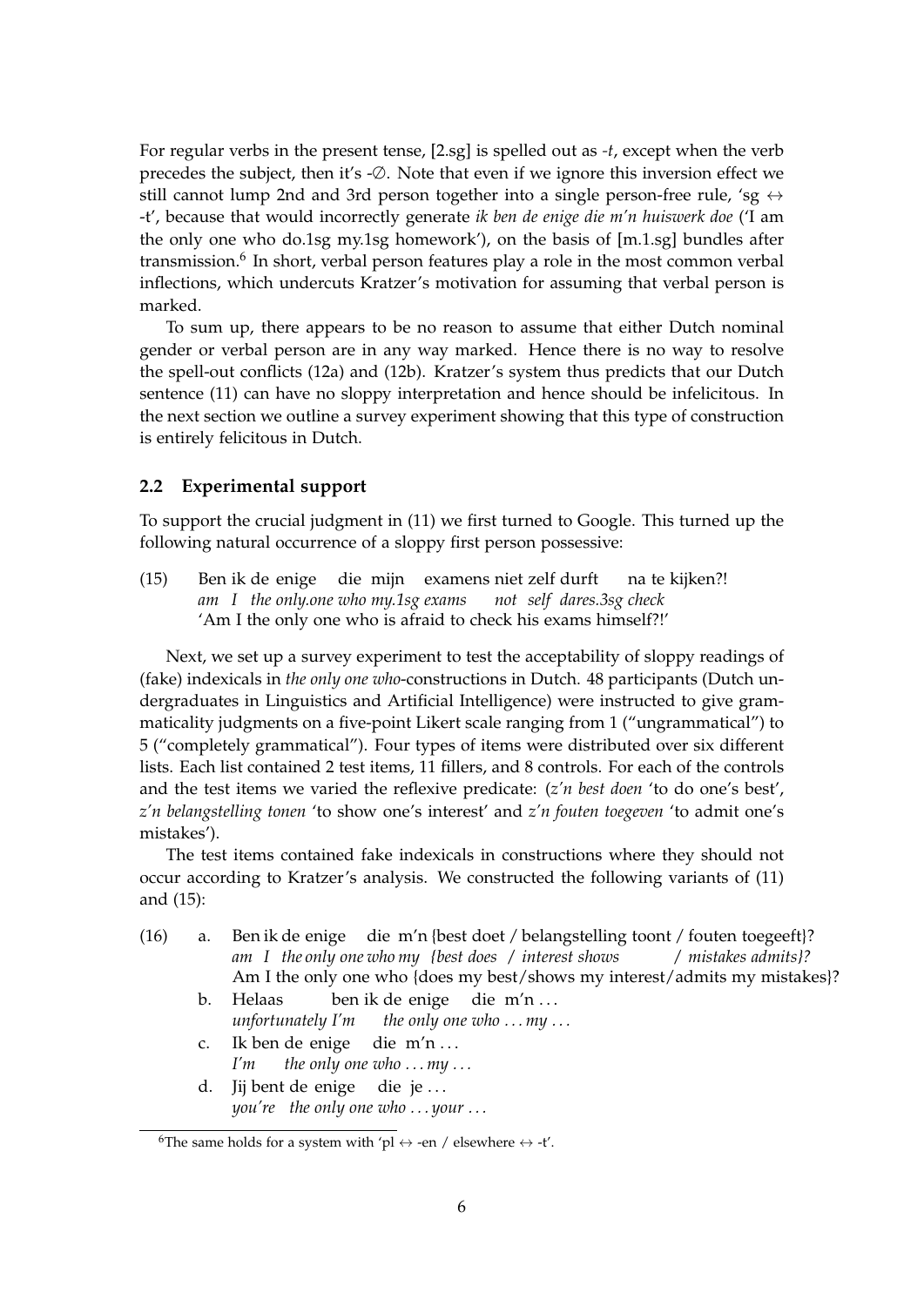For regular verbs in the present tense, [2.sg] is spelled out as *-t*, except when the verb precedes the subject, then it's -∅. Note that even if we ignore this inversion effect we still cannot lump 2nd and 3rd person together into a single person-free rule, 'sg ↔ -t', because that would incorrectly generate *ik ben de enige die m'n huiswerk doe* ('I am the only one who do.1sg my.1sg homework'), on the basis of [m.1.sg] bundles after transmission.[6] In short, verbal person features play a role in the most common verbal inflections, which undercuts Kratzer's motivation for assuming that verbal person is marked.

To sum up, there appears to be no reason to assume that either Dutch nominal gender or verbal person are in any way marked. Hence there is no way to resolve the spell-out conflicts (12a) and (12b). Kratzer's system thus predicts that our Dutch sentence (11) can have no sloppy interpretation and hence should be infelicitous. In the next section we outline a survey experiment showing that this type of construction is entirely felicitous in Dutch.

### 2.2 Experimental support

To support the crucial judgment in (11) we first turned to Google. This turned up the following natural occurrence of a sloppy first person possessive:

(15) Ben ik de enige die mijn examens niet zelf durft na te kijken?!
*am I the only.one who my.1sg exams not self dares.3sg check*
'Am I the only one who is afraid to check his exams himself?!'

Next, we set up a survey experiment to test the acceptability of sloppy readings of (fake) indexicals in *the only one who*-constructions in Dutch. 48 participants (Dutch undergraduates in Linguistics and Artificial Intelligence) were instructed to give grammaticality judgments on a five-point Likert scale ranging from 1 ("ungrammatical") to 5 ("completely grammatical"). Four types of items were distributed over six different lists. Each list contained 2 test items, 11 fillers, and 8 controls. For each of the controls and the test items we varied the reflexive predicate: (*z'n best doen* 'to do one's best', *z'n belangstelling tonen* 'to show one's interest' and *z'n fouten toegeven* 'to admit one's mistakes').

The test items contained fake indexicals in constructions where they should not occur according to Kratzer's analysis. We constructed the following variants of (11) and (15):

(16) a. Ben ik de enige die m'n {best doet / belangstelling toont / fouten toegeeft}?
*am I the only one who my {best does / interest shows / mistakes admits}?*
Am I the only one who {does my best/shows my interest/admits my mistakes}?

b. Helaas ben ik de enige die m'n ...
*unfortunately I'm the only one who ... my ...*

c. Ik ben de enige die m'n ...
*I'm the only one who ... my ...*

d. Jij bent de enige die je ...
*you're the only one who ... your ...*

[6] The same holds for a system with 'pl ↔ -en / elsewhere ↔ -t'.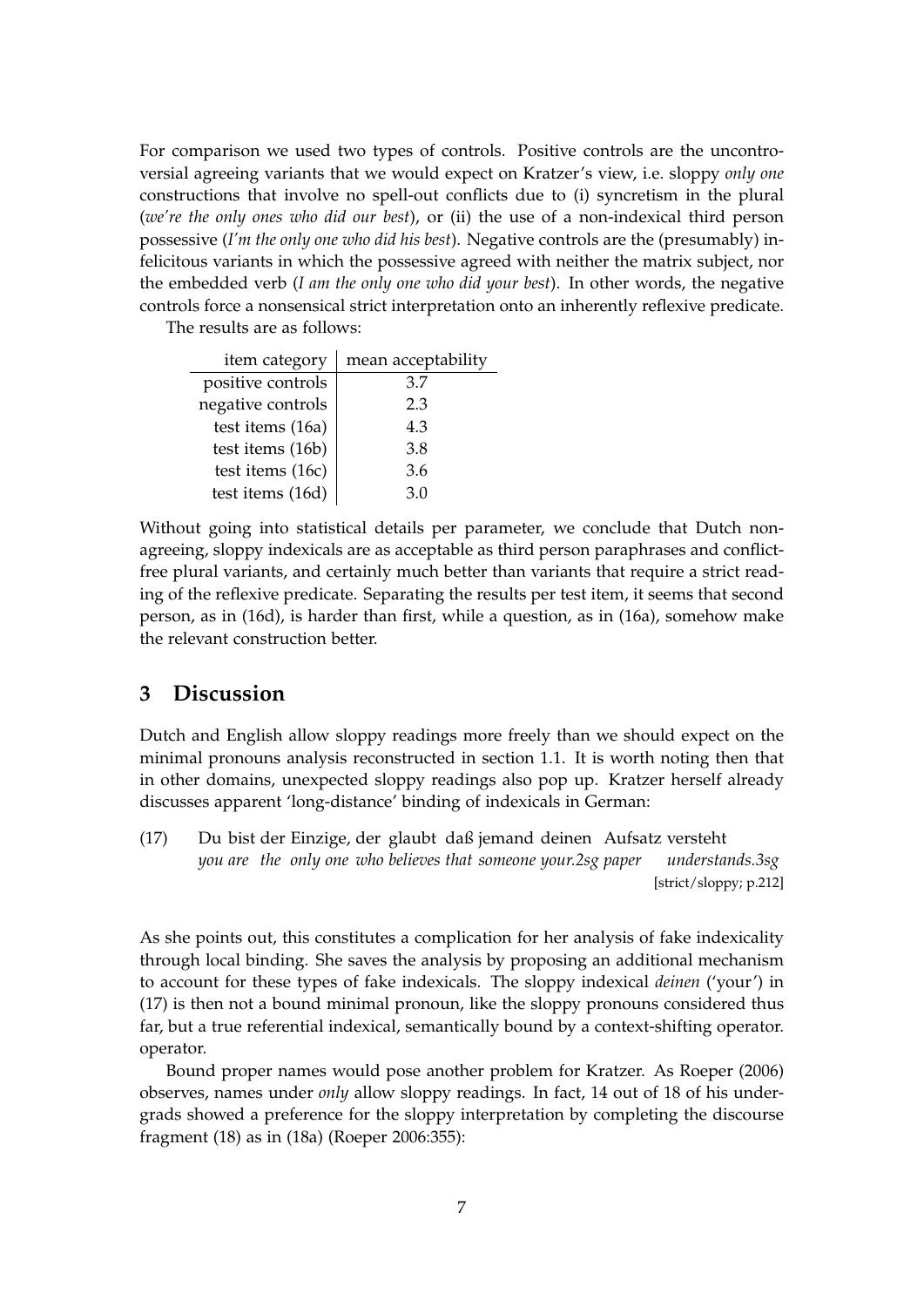For comparison we used two types of controls. Positive controls are the uncontroversial agreeing variants that we would expect on Kratzer's view, i.e. sloppy *only one* constructions that involve no spell-out conflicts due to (i) syncretism in the plural (*we're the only ones who did our best*), or (ii) the use of a non-indexical third person possessive (*I'm the only one who did his best*). Negative controls are the (presumably) infelicitous variants in which the possessive agreed with neither the matrix subject, nor the embedded verb (*I am the only one who did your best*). In other words, the negative controls force a nonsensical strict interpretation onto an inherently reflexive predicate.

The results are as follows:

| item category | mean acceptability |
|---|---|
| positive controls | 3.7 |
| negative controls | 2.3 |
| test items (16a) | 4.3 |
| test items (16b) | 3.8 |
| test items (16c) | 3.6 |
| test items (16d) | 3.0 |

Without going into statistical details per parameter, we conclude that Dutch non-agreeing, sloppy indexicals are as acceptable as third person paraphrases and conflict-free plural variants, and certainly much better than variants that require a strict reading of the reflexive predicate. Separating the results per test item, it seems that second person, as in (16d), is harder than first, while a question, as in (16a), somehow make the relevant construction better.

## 3 Discussion

Dutch and English allow sloppy readings more freely than we should expect on the minimal pronouns analysis reconstructed in section 1.1. It is worth noting then that in other domains, unexpected sloppy readings also pop up. Kratzer herself already discusses apparent 'long-distance' binding of indexicals in German:

(17) Du bist der Einzige, der glaubt daß jemand deinen Aufsatz versteht
*you are the only one who believes that someone your.2sg paper understands.3sg*
[strict/sloppy; p.212]

As she points out, this constitutes a complication for her analysis of fake indexicality through local binding. She saves the analysis by proposing an additional mechanism to account for these types of fake indexicals. The sloppy indexical *deinen* ('your') in (17) is then not a bound minimal pronoun, like the sloppy pronouns considered thus far, but a true referential indexical, semantically bound by a context-shifting operator. operator.

Bound proper names would pose another problem for Kratzer. As Roeper (2006) observes, names under *only* allow sloppy readings. In fact, 14 out of 18 of his undergrads showed a preference for the sloppy interpretation by completing the discourse fragment (18) as in (18a) (Roeper 2006:355):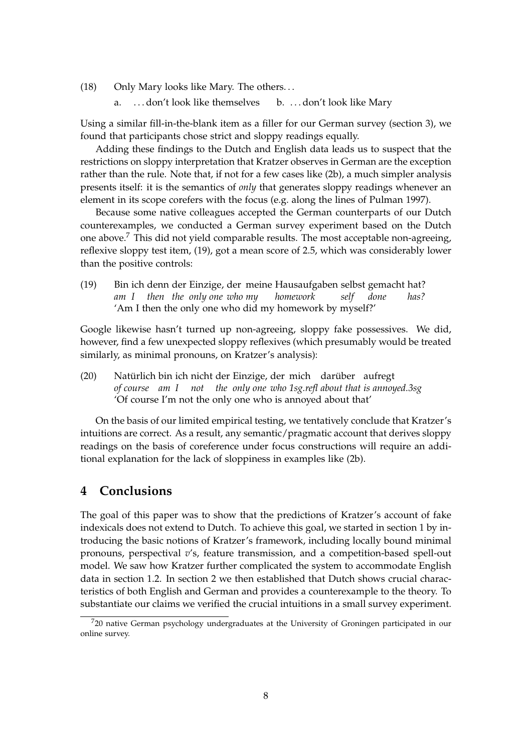(18) Only Mary looks like Mary. The others…

a. …don't look like themselves  b. …don't look like Mary

Using a similar fill-in-the-blank item as a filler for our German survey (section 3), we found that participants chose strict and sloppy readings equally.

Adding these findings to the Dutch and English data leads us to suspect that the restrictions on sloppy interpretation that Kratzer observes in German are the exception rather than the rule. Note that, if not for a few cases like (2b), a much simpler analysis presents itself: it is the semantics of *only* that generates sloppy readings whenever an element in its scope corefers with the focus (e.g. along the lines of Pulman 1997).

Because some native colleagues accepted the German counterparts of our Dutch counterexamples, we conducted a German survey experiment based on the Dutch one above.[7] This did not yield comparable results. The most acceptable non-agreeing, reflexive sloppy test item, (19), got a mean score of 2.5, which was considerably lower than the positive controls:

(19) Bin ich denn der Einzige, der meine Hausaufgaben selbst gemacht hat?
*am I then the only one who my homework self done has?*
'Am I then the only one who did my homework by myself?'

Google likewise hasn't turned up non-agreeing, sloppy fake possessives. We did, however, find a few unexpected sloppy reflexives (which presumably would be treated similarly, as minimal pronouns, on Kratzer's analysis):

(20) Natürlich bin ich nicht der Einzige, der mich darüber aufregt
*of course am I not the only one who 1sg.refl about that is annoyed.3sg*
'Of course I'm not the only one who is annoyed about that'

On the basis of our limited empirical testing, we tentatively conclude that Kratzer's intuitions are correct. As a result, any semantic/pragmatic account that derives sloppy readings on the basis of coreference under focus constructions will require an additional explanation for the lack of sloppiness in examples like (2b).

## 4 Conclusions

The goal of this paper was to show that the predictions of Kratzer's account of fake indexicals does not extend to Dutch. To achieve this goal, we started in section 1 by introducing the basic notions of Kratzer's framework, including locally bound minimal pronouns, perspectival *v*'s, feature transmission, and a competition-based spell-out model. We saw how Kratzer further complicated the system to accommodate English data in section 1.2. In section 2 we then established that Dutch shows crucial characteristics of both English and German and provides a counterexample to the theory. To substantiate our claims we verified the crucial intuitions in a small survey experiment.

[7]20 native German psychology undergraduates at the University of Groningen participated in our online survey.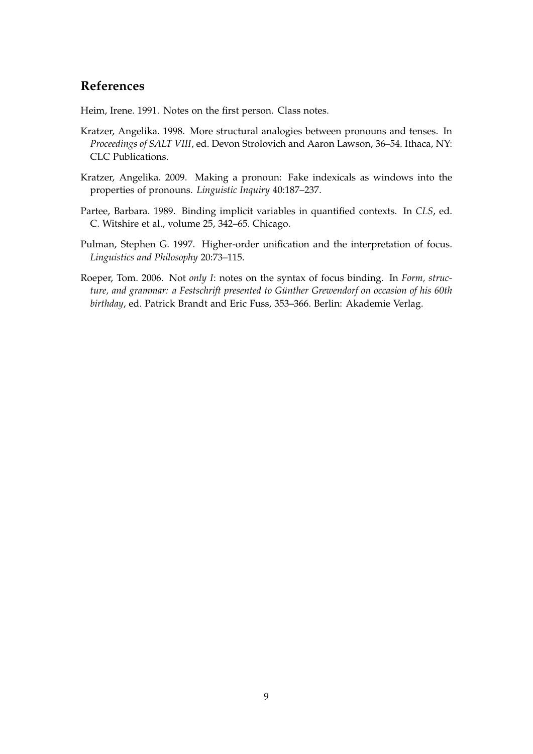## References

Heim, Irene. 1991. Notes on the first person. Class notes.

Kratzer, Angelika. 1998. More structural analogies between pronouns and tenses. In *Proceedings of SALT VIII*, ed. Devon Strolovich and Aaron Lawson, 36–54. Ithaca, NY: CLC Publications.

Kratzer, Angelika. 2009. Making a pronoun: Fake indexicals as windows into the properties of pronouns. *Linguistic Inquiry* 40:187–237.

Partee, Barbara. 1989. Binding implicit variables in quantified contexts. In *CLS*, ed. C. Witshire et al., volume 25, 342–65. Chicago.

Pulman, Stephen G. 1997. Higher-order unification and the interpretation of focus. *Linguistics and Philosophy* 20:73–115.

Roeper, Tom. 2006. Not *only I*: notes on the syntax of focus binding. In *Form, structure, and grammar: a Festschrift presented to Günther Grewendorf on occasion of his 60th birthday*, ed. Patrick Brandt and Eric Fuss, 353–366. Berlin: Akademie Verlag.